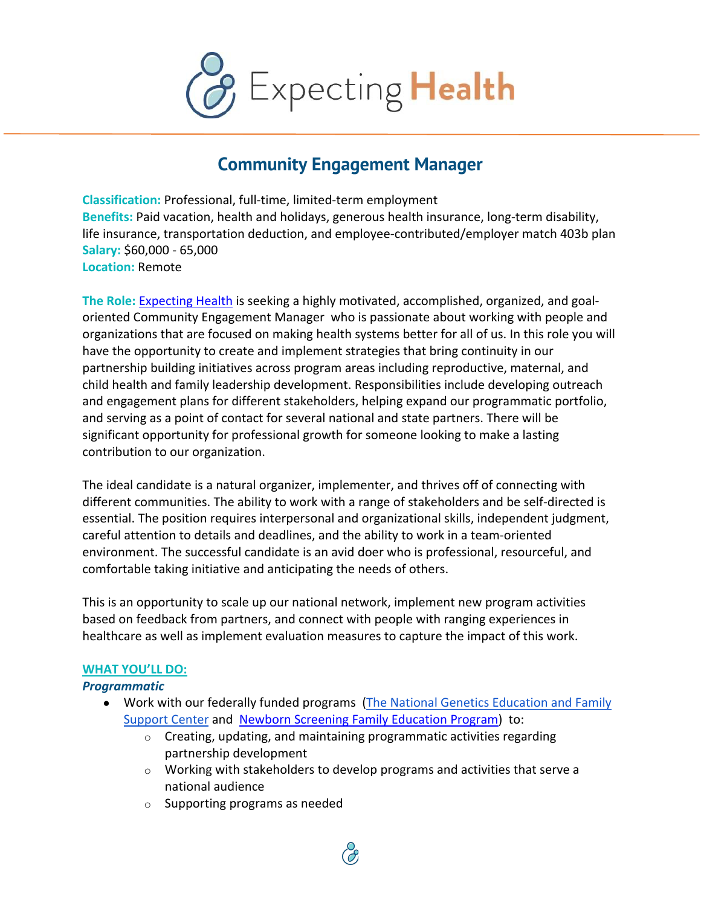# Expecting Health

## Community Engagement Manager

**Classification:** Professional, full-time, limited-term employment
**Benefits:** Paid vacation, health and holidays, generous health insurance, long-term disability, life insurance, transportation deduction, and employee-contributed/employer match 403b plan
**Salary:** $60,000 - 65,000
**Location:** Remote

**The Role:** Expecting Health is seeking a highly motivated, accomplished, organized, and goal-oriented Community Engagement Manager who is passionate about working with people and organizations that are focused on making health systems better for all of us. In this role you will have the opportunity to create and implement strategies that bring continuity in our partnership building initiatives across program areas including reproductive, maternal, and child health and family leadership development. Responsibilities include developing outreach and engagement plans for different stakeholders, helping expand our programmatic portfolio, and serving as a point of contact for several national and state partners. There will be significant opportunity for professional growth for someone looking to make a lasting contribution to our organization.

The ideal candidate is a natural organizer, implementer, and thrives off of connecting with different communities. The ability to work with a range of stakeholders and be self-directed is essential. The position requires interpersonal and organizational skills, independent judgment, careful attention to details and deadlines, and the ability to work in a team-oriented environment. The successful candidate is an avid doer who is professional, resourceful, and comfortable taking initiative and anticipating the needs of others.

This is an opportunity to scale up our national network, implement new program activities based on feedback from partners, and connect with people with ranging experiences in healthcare as well as implement evaluation measures to capture the impact of this work.

### WHAT YOU'LL DO:

***Programmatic***

- Work with our federally funded programs (The National Genetics Education and Family Support Center and Newborn Screening Family Education Program) to:
  - Creating, updating, and maintaining programmatic activities regarding partnership development
  - Working with stakeholders to develop programs and activities that serve a national audience
  - Supporting programs as needed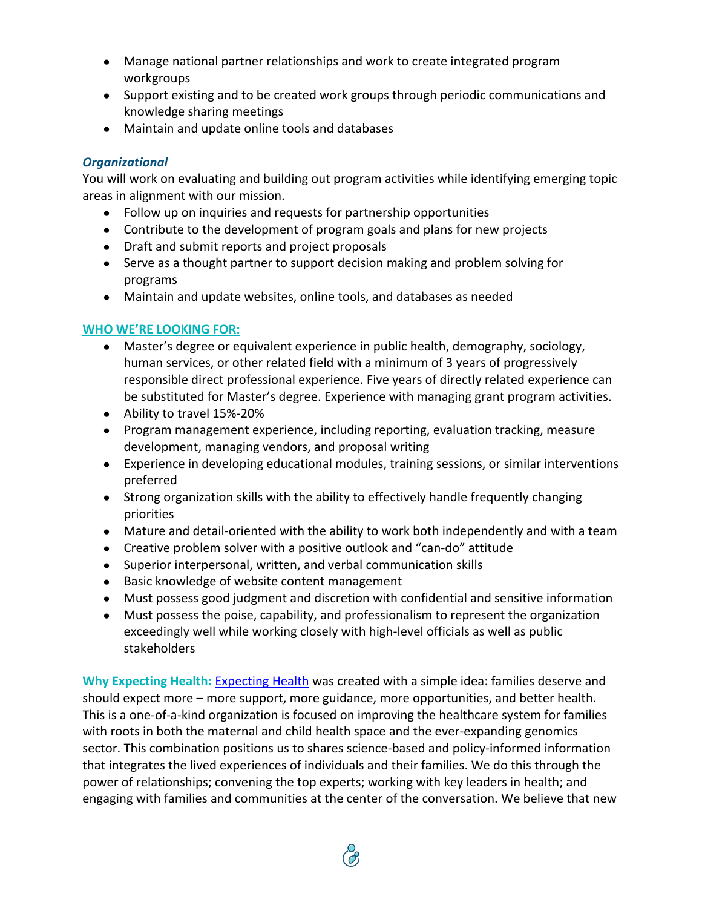- Manage national partner relationships and work to create integrated program workgroups
- Support existing and to be created work groups through periodic communications and knowledge sharing meetings
- Maintain and update online tools and databases

### *Organizational*

You will work on evaluating and building out program activities while identifying emerging topic areas in alignment with our mission.

- Follow up on inquiries and requests for partnership opportunities
- Contribute to the development of program goals and plans for new projects
- Draft and submit reports and project proposals
- Serve as a thought partner to support decision making and problem solving for programs
- Maintain and update websites, online tools, and databases as needed

## WHO WE'RE LOOKING FOR:

- Master's degree or equivalent experience in public health, demography, sociology, human services, or other related field with a minimum of 3 years of progressively responsible direct professional experience. Five years of directly related experience can be substituted for Master's degree. Experience with managing grant program activities.
- Ability to travel 15%-20%
- Program management experience, including reporting, evaluation tracking, measure development, managing vendors, and proposal writing
- Experience in developing educational modules, training sessions, or similar interventions preferred
- Strong organization skills with the ability to effectively handle frequently changing priorities
- Mature and detail-oriented with the ability to work both independently and with a team
- Creative problem solver with a positive outlook and "can-do" attitude
- Superior interpersonal, written, and verbal communication skills
- Basic knowledge of website content management
- Must possess good judgment and discretion with confidential and sensitive information
- Must possess the poise, capability, and professionalism to represent the organization exceedingly well while working closely with high-level officials as well as public stakeholders

**Why Expecting Health:** Expecting Health was created with a simple idea: families deserve and should expect more – more support, more guidance, more opportunities, and better health. This is a one-of-a-kind organization is focused on improving the healthcare system for families with roots in both the maternal and child health space and the ever-expanding genomics sector. This combination positions us to shares science-based and policy-informed information that integrates the lived experiences of individuals and their families. We do this through the power of relationships; convening the top experts; working with key leaders in health; and engaging with families and communities at the center of the conversation. We believe that new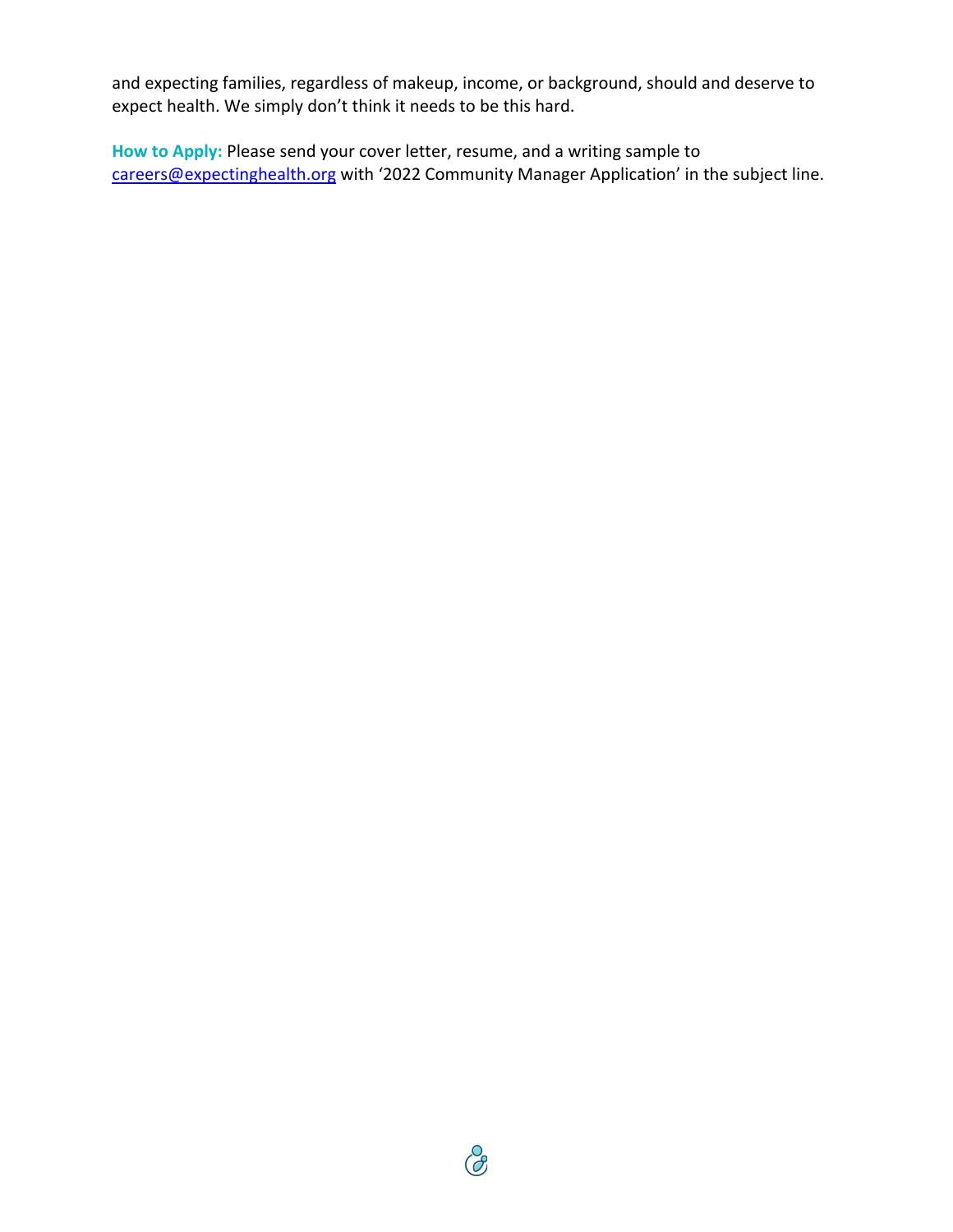and expecting families, regardless of makeup, income, or background, should and deserve to expect health. We simply don't think it needs to be this hard.

**How to Apply:** Please send your cover letter, resume, and a writing sample to [careers@expectinghealth.org](mailto:careers@expectinghealth.org) with '2022 Community Manager Application' in the subject line.